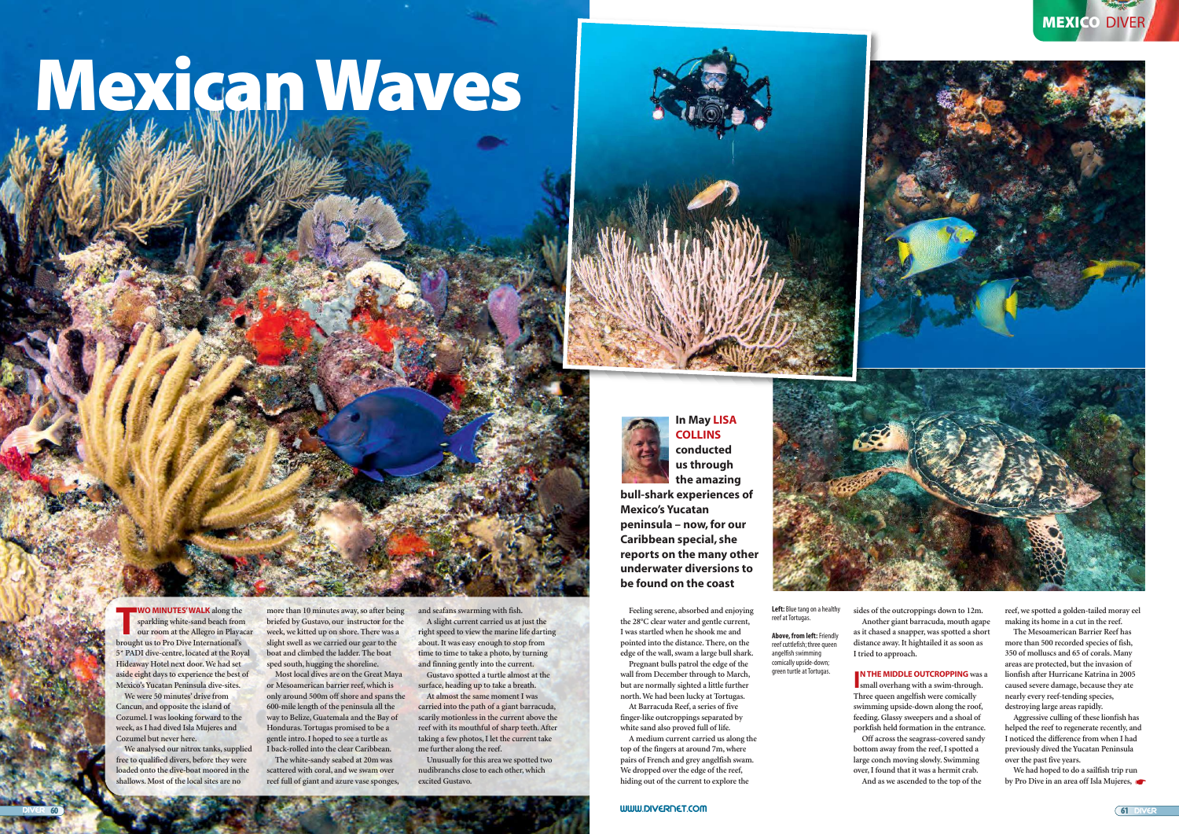# Mexican Waves

**In May LISA COLLINS conducted us through the amazing bull-shark experiences of Mexico's Yucatan peninsula – now, for our Caribbean special, she reports on the many other underwater diversions to be found on the coast**

**TWO MINUTES' WALK** along the sparkling white-sand beach from our room at the Allegro in Playacar brought us to Pro Dive International's 5* PADI dive-centre, located at the Royal Hideaway Hotel next door. We had set aside eight days to experience the best of Mexico's Yucatan Peninsula dive-sites.

We were 50 minutes' drive from Cancun, and opposite the island of Cozumel. I was looking forward to the week, as I had dived Isla Mujeres and Cozumel but never here.

We analysed our nitrox tanks, supplied free to qualified divers, before they were loaded onto the dive-boat moored in the shallows. Most of the local sites are no more than 10 minutes away, so after being briefed by Gustavo, our instructor for the week, we kitted up on shore. There was a slight swell as we carried our gear to the boat and climbed the ladder. The boat sped south, hugging the shoreline.

Most local dives are on the Great Maya or Mesoamerican barrier reef, which is only around 500m off shore and spans the 600-mile length of the peninsula all the way to Belize, Guatemala and the Bay of Honduras. Tortugas promised to be a gentle intro. I hoped to see a turtle as I back-rolled into the clear Caribbean.

The white-sandy seabed at 20m was scattered with coral, and we swam over reef full of giant and azure vase sponges, and seafans swarming with fish.

A slight current carried us at just the right speed to view the marine life darting about. It was easy enough to stop from time to time to take a photo, by turning and finning gently into the current.

Gustavo spotted a turtle almost at the surface, heading up to take a breath.

At almost the same moment I was carried into the path of a giant barracuda, scarily motionless in the current above the reef with its mouthful of sharp teeth. After taking a few photos, I let the current take me further along the reef.

Unusually for this area we spotted two nudibranchs close to each other, which excited Gustavo.

Feeling serene, absorbed and enjoying the 28°C clear water and gentle current, I was startled when he shook me and pointed into the distance. There, on the edge of the wall, swam a large bull shark.

Pregnant bulls patrol the edge of the wall from December through to March, but are normally sighted a little further north. We had been lucky at Tortugas.

At Barracuda Reef, a series of five finger-like outcroppings separated by white sand also proved full of life.

A medium current carried us along the top of the fingers at around 7m, where pairs of French and grey angelfish swam. We dropped over the edge of the reef, hiding out of the current to explore the sides of the outcroppings down to 12m.

Another giant barracuda, mouth agape as it chased a snapper, was spotted a short distance away. It hightailed it as soon as I tried to approach.

**IN THE MIDDLE OUTCROPPING** was a small overhang with a swim-through. Three queen angelfish were comically swimming upside-down along the roof, feeding. Glassy sweepers and a shoal of porkfish held formation in the entrance.

Off across the seagrass-covered sandy bottom away from the reef, I spotted a large conch moving slowly. Swimming over, I found that it was a hermit crab.

And as we ascended to the top of the reef, we spotted a golden-tailed moray eel making its home in a cut in the reef.

The Mesoamerican Barrier Reef has more than 500 recorded species of fish, 350 of molluscs and 65 of corals. Many areas are protected, but the invasion of lionfish after Hurricane Katrina in 2005 caused severe damage, because they ate nearly every reef-tending species, destroying large areas rapidly.

Aggressive culling of these lionfish has helped the reef to regenerate recently, and I noticed the difference from when I had previously dived the Yucatan Peninsula over the past five years.

We had hoped to do a sailfish trip run by Pro Dive in an area off Isla Mujeres,

**Left:** Blue tang on a healthy reef at Tortugas.

**Above, from left:** Friendly reef cuttlefish; three queen angelfish swimming comically upside-down; green turtle at Tortugas.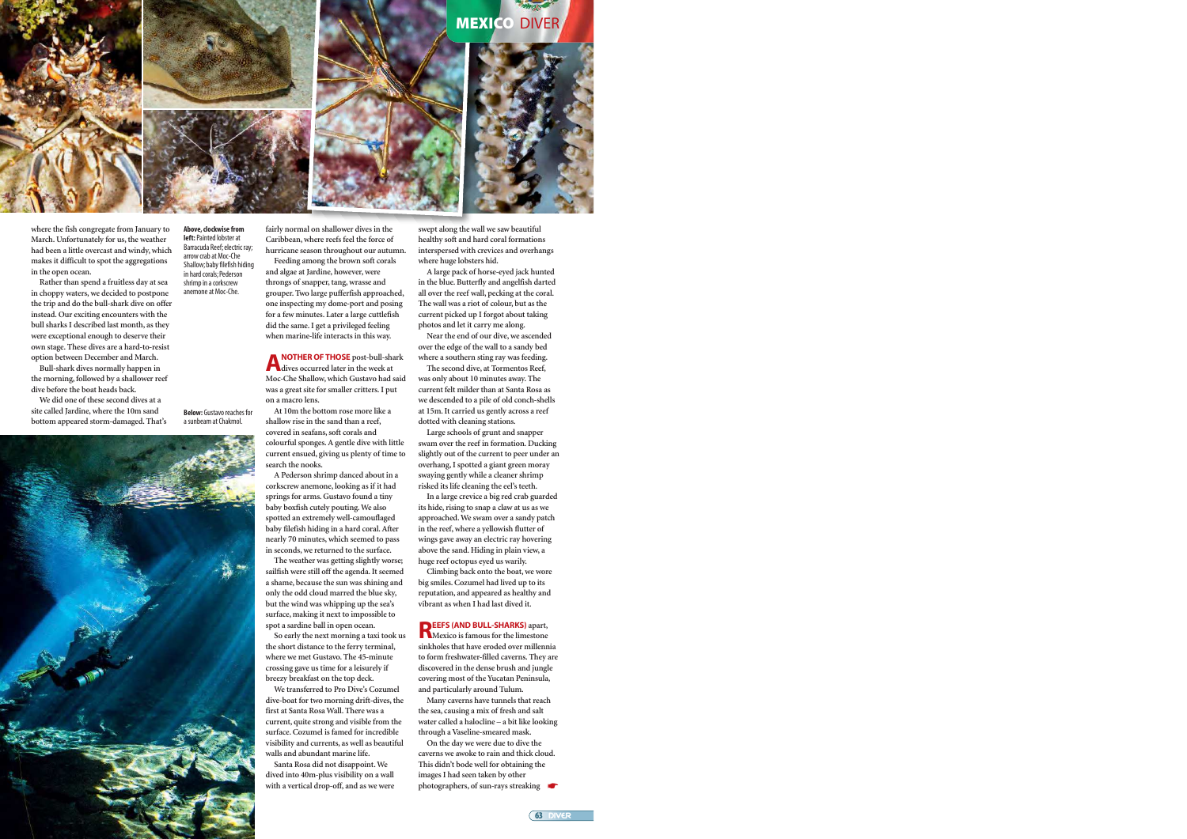where the fish congregate from January to March. Unfortunately for us, the weather had been a little overcast and windy, which makes it difficult to spot the aggregations in the open ocean.

Rather than spend a fruitless day at sea in choppy waters, we decided to postpone the trip and do the bull-shark dive on offer instead. Our exciting encounters with the bull sharks I described last month, as they were exceptional enough to deserve their own stage. These dives are a hard-to-resist option between December and March.

Bull-shark dives normally happen in the morning, followed by a shallower reef dive before the boat heads back.

We did one of these second dives at a site called Jardine, where the 10m sand bottom appeared storm-damaged. That's fairly normal on shallower dives in the Caribbean, where reefs feel the force of hurricane season throughout our autumn.

Feeding among the brown soft corals and algae at Jardine, however, were throngs of snapper, tang, wrasse and grouper. Two large pufferfish approached, one inspecting my dome-port and posing for a few minutes. Later a large cuttlefish did the same. I get a privileged feeling when marine-life interacts in this way.

**Above, clockwise from left:** Painted lobster at Barracuda Reef; electric ray; arrow crab at Moc-Che Shallow; baby filefish hiding in hard corals; Pederson shrimp in a corkscrew anemone at Moc-Che.

**Below:** Gustavo reaches for a sunbeam at Chakmol.

**ANOTHER OF THOSE** post-bull-shark dives occurred later in the week at Moc-Che Shallow, which Gustavo had said was a great site for smaller critters. I put on a macro lens.

At 10m the bottom rose more like a shallow rise in the sand than a reef, covered in seafans, soft corals and colourful sponges. A gentle dive with little current ensued, giving us plenty of time to search the nooks.

A Pederson shrimp danced about in a corkscrew anemone, looking as if it had springs for arms. Gustavo found a tiny baby boxfish cutely pouting. We also spotted an extremely well-camouflaged baby filefish hiding in a hard coral. After nearly 70 minutes, which seemed to pass in seconds, we returned to the surface.

The weather was getting slightly worse; sailfish were still off the agenda. It seemed a shame, because the sun was shining and only the odd cloud marred the blue sky, but the wind was whipping up the sea's surface, making it next to impossible to spot a sardine ball in open ocean.

So early the next morning a taxi took us the short distance to the ferry terminal, where we met Gustavo. The 45-minute crossing gave us time for a leisurely if breezy breakfast on the top deck.

We transferred to Pro Dive's Cozumel dive-boat for two morning drift-dives, the first at Santa Rosa Wall. There was a current, quite strong and visible from the surface. Cozumel is famed for incredible visibility and currents, as well as beautiful walls and abundant marine life.

Santa Rosa did not disappoint. We dived into 40m-plus visibility on a wall with a vertical drop-off, and as we were swept along the wall we saw beautiful healthy soft and hard coral formations interspersed with crevices and overhangs where huge lobsters hid.

A large pack of horse-eyed jack hunted in the blue. Butterfly and angelfish darted all over the reef wall, pecking at the coral. The wall was a riot of colour, but as the current picked up I forgot about taking photos and let it carry me along.

Near the end of our dive, we ascended over the edge of the wall to a sandy bed where a southern sting ray was feeding.

The second dive, at Tormentos Reef, was only about 10 minutes away. The current felt milder than at Santa Rosa as we descended to a pile of old conch-shells at 15m. It carried us gently across a reef dotted with cleaning stations.

Large schools of grunt and snapper swam over the reef in formation. Ducking slightly out of the current to peer under an overhang, I spotted a giant green moray swaying gently while a cleaner shrimp risked its life cleaning the eel's teeth.

In a large crevice a big red crab guarded its hide, rising to snap a claw at us as we approached. We swam over a sandy patch in the reef, where a yellowish flutter of wings gave away an electric ray hovering above the sand. Hiding in plain view, a huge reef octopus eyed us warily.

Climbing back onto the boat, we wore big smiles. Cozumel had lived up to its reputation, and appeared as healthy and vibrant as when I had last dived it.

**REEFS (AND BULL-SHARKS)** apart, Mexico is famous for the limestone sinkholes that have eroded over millennia to form freshwater-filled caverns. They are discovered in the dense brush and jungle covering most of the Yucatan Peninsula, and particularly around Tulum.

Many caverns have tunnels that reach the sea, causing a mix of fresh and salt water called a halocline – a bit like looking through a Vaseline-smeared mask.

On the day we were due to dive the caverns we awoke to rain and thick cloud. This didn't bode well for obtaining the images I had seen taken by other photographers, of sun-rays streaking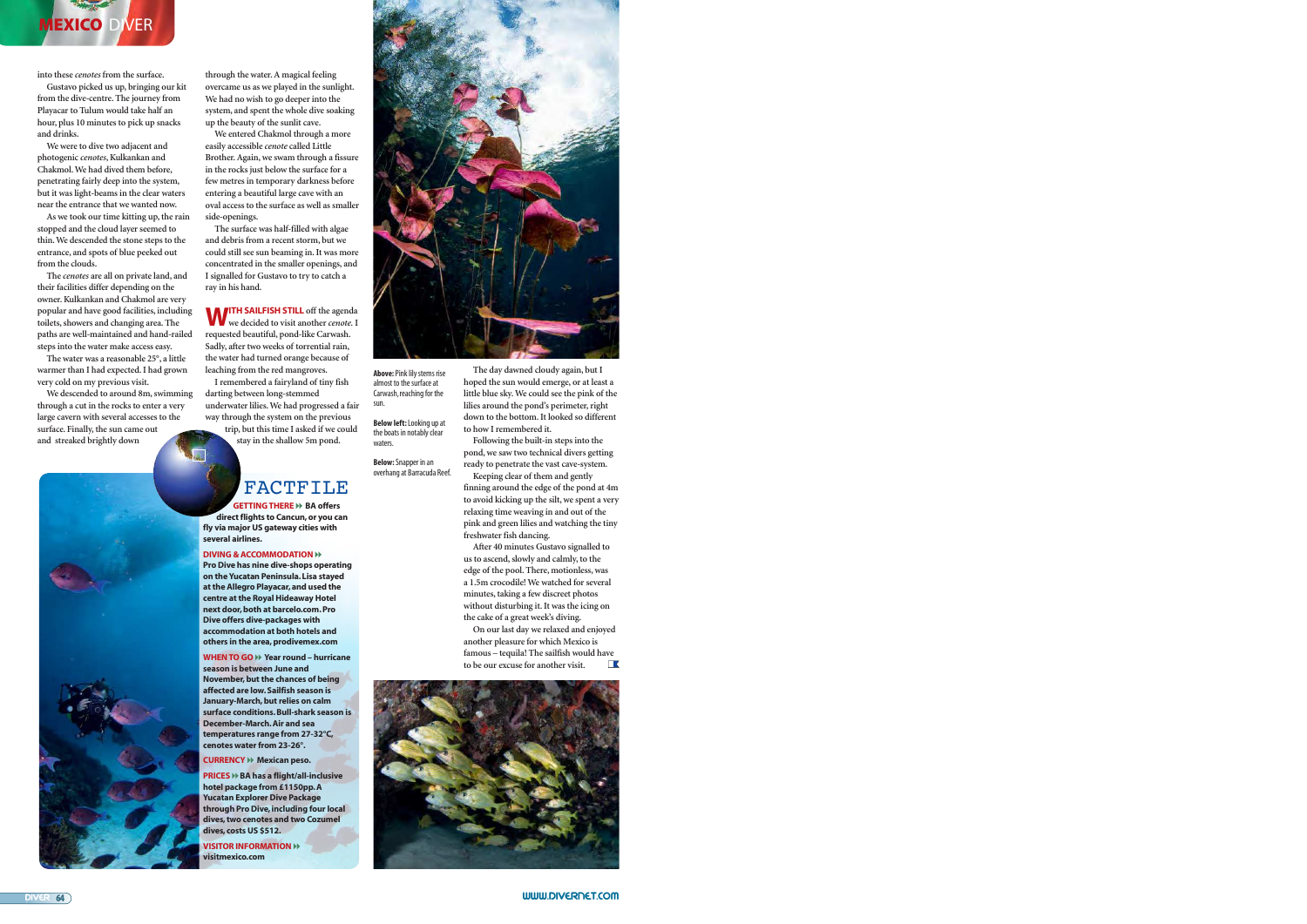into these *cenotes* from the surface.

Gustavo picked us up, bringing our kit from the dive-centre. The journey from Playacar to Tulum would take half an hour, plus 10 minutes to pick up snacks and drinks.

We were to dive two adjacent and photogenic *cenotes*, Kulkankan and Chakmol. We had dived them before, penetrating fairly deep into the system, but it was light-beams in the clear waters near the entrance that we wanted now.

As we took our time kitting up, the rain stopped and the cloud layer seemed to thin. We descended the stone steps to the entrance, and spots of blue peeked out from the clouds.

The *cenotes* are all on private land, and their facilities differ depending on the owner. Kulkankan and Chakmol are very popular and have good facilities, including toilets, showers and changing area. The paths are well-maintained and hand-railed steps into the water make access easy.

The water was a reasonable 25°, a little warmer than I had expected. I had grown very cold on my previous visit.

We descended to around 8m, swimming through a cut in the rocks to enter a very large cavern with several accesses to the surface. Finally, the sun came out and streaked brightly down through the water. A magical feeling overcame us as we played in the sunlight. We had no wish to go deeper into the system, and spent the whole dive soaking up the beauty of the sunlit cave.

We entered Chakmol through a more easily accessible *cenote* called Little Brother. Again, we swam through a fissure in the rocks just below the surface for a few metres in temporary darkness before entering a beautiful large cave with an oval access to the surface as well as smaller side-openings.

The surface was half-filled with algae and debris from a recent storm, but we could still see sun beaming in. It was more concentrated in the smaller openings, and I signalled for Gustavo to try to catch a ray in his hand.

**WITH SAILFISH STILL** off the agenda we decided to visit another *cenote*. I requested beautiful, pond-like Carwash. Sadly, after two weeks of torrential rain, the water had turned orange because of leaching from the red mangroves.

I remembered a fairyland of tiny fish darting between long-stemmed underwater lilies. We had progressed a fair way through the system on the previous trip, but this time I asked if we could stay in the shallow 5m pond.

**Above:** Pink lily stems rise almost to the surface at Carwash, reaching for the sun.

**Below left:** Looking up at the boats in notably clear waters.

**Below:** Snapper in an overhang at Barracuda Reef.

The day dawned cloudy again, but I hoped the sun would emerge, or at least a little blue sky. We could see the pink of the lilies around the pond's perimeter, right down to the bottom. It looked so different to how I remembered it.

Following the built-in steps into the pond, we saw two technical divers getting ready to penetrate the vast cave-system.

Keeping clear of them and gently finning around the edge of the pond at 4m to avoid kicking up the silt, we spent a very relaxing time weaving in and out of the pink and green lilies and watching the tiny freshwater fish dancing.

After 40 minutes Gustavo signalled to us to ascend, slowly and calmly, to the edge of the pool. There, motionless, was a 1.5m crocodile! We watched for several minutes, taking a few discreet photos without disturbing it. It was the icing on the cake of a great week's diving.

On our last day we relaxed and enjoyed another pleasure for which Mexico is famous – tequila! The sailfish would have to be our excuse for another visit.

## FACTFILE

**GETTING THERE ▸▸ BA offers direct flights to Cancun, or you can fly via major US gateway cities with several airlines.**

**DIVING & ACCOMMODATION ▸▸ Pro Dive has nine dive-shops operating on the Yucatan Peninsula. Lisa stayed at the Allegro Playacar, and used the centre at the Royal Hideaway Hotel next door, both at barcelo.com. Pro Dive offers dive-packages with accommodation at both hotels and others in the area, prodivemex.com**

**WHEN TO GO ▸▸ Year round – hurricane season is between June and November, but the chances of being affected are low. Sailfish season is January-March, but relies on calm surface conditions. Bull-shark season is December-March. Air and sea temperatures range from 27-32°C, cenotes water from 23-26°.**

**CURRENCY ▸▸ Mexican peso.**

**PRICES ▸▸ BA has a flight/all-inclusive hotel package from £1150pp. A Yucatan Explorer Dive Package through Pro Dive, including four local dives, two cenotes and two Cozumel dives, costs US $512.**

**VISITOR INFORMATION ▸▸ visitmexico.com**